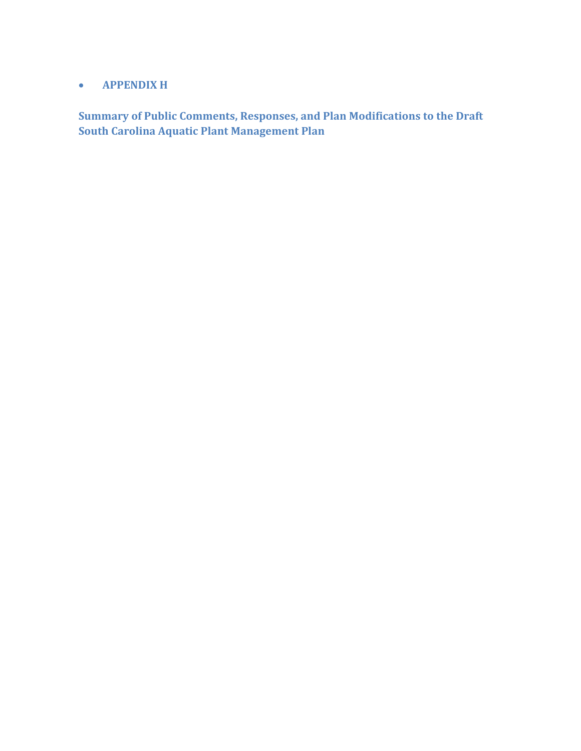- **APPENDIX H**

**Summary of Public Comments, Responses, and Plan Modifications to the Draft South Carolina Aquatic Plant Management Plan**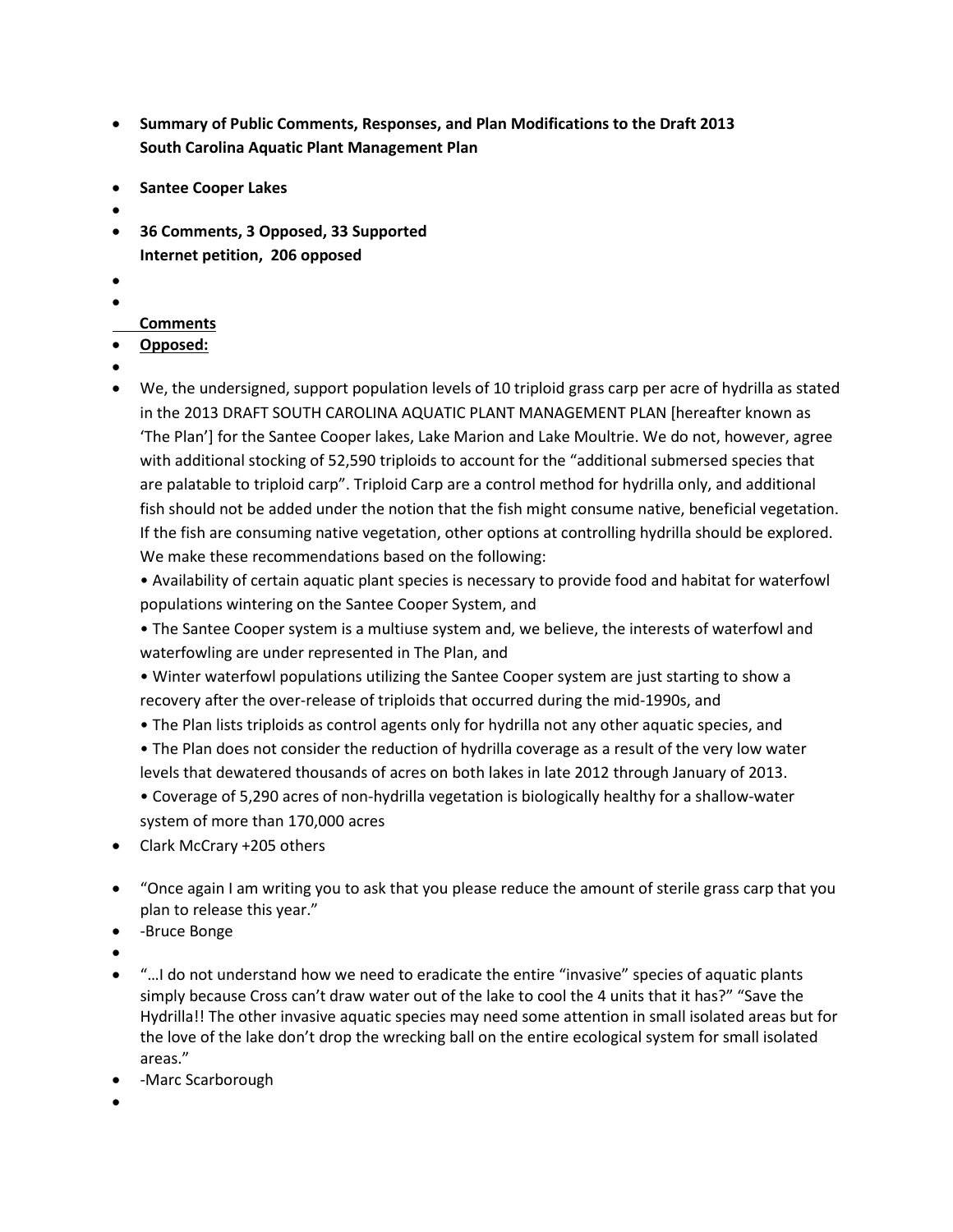- **Summary of Public Comments, Responses, and Plan Modifications to the Draft 2013 South Carolina Aquatic Plant Management Plan**
- **Santee Cooper Lakes**
- **36 Comments, 3 Opposed, 33 Supported**
  **Internet petition, 206 opposed**

**Comments**

- **Opposed:**

- We, the undersigned, support population levels of 10 triploid grass carp per acre of hydrilla as stated in the 2013 DRAFT SOUTH CAROLINA AQUATIC PLANT MANAGEMENT PLAN [hereafter known as 'The Plan'] for the Santee Cooper lakes, Lake Marion and Lake Moultrie. We do not, however, agree with additional stocking of 52,590 triploids to account for the "additional submersed species that are palatable to triploid carp". Triploid Carp are a control method for hydrilla only, and additional fish should not be added under the notion that the fish might consume native, beneficial vegetation. If the fish are consuming native vegetation, other options at controlling hydrilla should be explored. We make these recommendations based on the following:
  - Availability of certain aquatic plant species is necessary to provide food and habitat for waterfowl populations wintering on the Santee Cooper System, and
  - The Santee Cooper system is a multiuse system and, we believe, the interests of waterfowl and waterfowling are under represented in The Plan, and
  - Winter waterfowl populations utilizing the Santee Cooper system are just starting to show a recovery after the over-release of triploids that occurred during the mid-1990s, and
  - The Plan lists triploids as control agents only for hydrilla not any other aquatic species, and
  - The Plan does not consider the reduction of hydrilla coverage as a result of the very low water levels that dewatered thousands of acres on both lakes in late 2012 through January of 2013.
  - Coverage of 5,290 acres of non-hydrilla vegetation is biologically healthy for a shallow-water system of more than 170,000 acres
- Clark McCrary +205 others

- "Once again I am writing you to ask that you please reduce the amount of sterile grass carp that you plan to release this year."
- -Bruce Bonge

- "…I do not understand how we need to eradicate the entire "invasive" species of aquatic plants simply because Cross can't draw water out of the lake to cool the 4 units that it has?" "Save the Hydrilla!! The other invasive aquatic species may need some attention in small isolated areas but for the love of the lake don't drop the wrecking ball on the entire ecological system for small isolated areas."
- -Marc Scarborough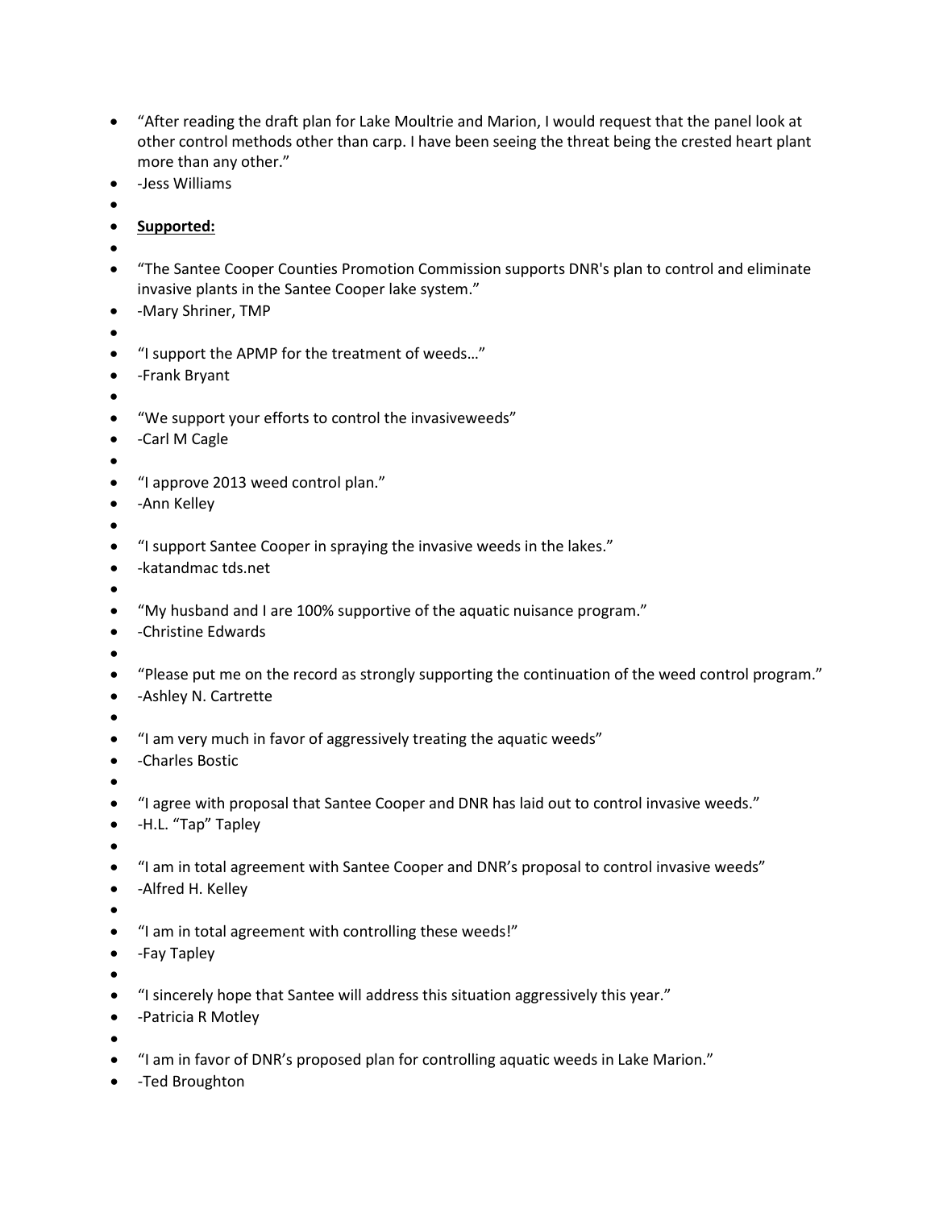- "After reading the draft plan for Lake Moultrie and Marion, I would request that the panel look at other control methods other than carp. I have been seeing the threat being the crested heart plant more than any other."
- -Jess Williams
- 
- **Supported:**
- 
- "The Santee Cooper Counties Promotion Commission supports DNR's plan to control and eliminate invasive plants in the Santee Cooper lake system."
- -Mary Shriner, TMP
- 
- "I support the APMP for the treatment of weeds…"
- -Frank Bryant
- 
- "We support your efforts to control the invasiveweeds"
- -Carl M Cagle
- 
- "I approve 2013 weed control plan."
- -Ann Kelley
- 
- "I support Santee Cooper in spraying the invasive weeds in the lakes."
- -katandmac tds.net
- 
- "My husband and I are 100% supportive of the aquatic nuisance program."
- -Christine Edwards
- 
- "Please put me on the record as strongly supporting the continuation of the weed control program."
- -Ashley N. Cartrette
- 
- "I am very much in favor of aggressively treating the aquatic weeds"
- -Charles Bostic
- 
- "I agree with proposal that Santee Cooper and DNR has laid out to control invasive weeds."
- -H.L. "Tap" Tapley
- 
- "I am in total agreement with Santee Cooper and DNR's proposal to control invasive weeds"
- -Alfred H. Kelley
- 
- "I am in total agreement with controlling these weeds!"
- -Fay Tapley
- 
- "I sincerely hope that Santee will address this situation aggressively this year."
- -Patricia R Motley
- 
- "I am in favor of DNR's proposed plan for controlling aquatic weeds in Lake Marion."
- -Ted Broughton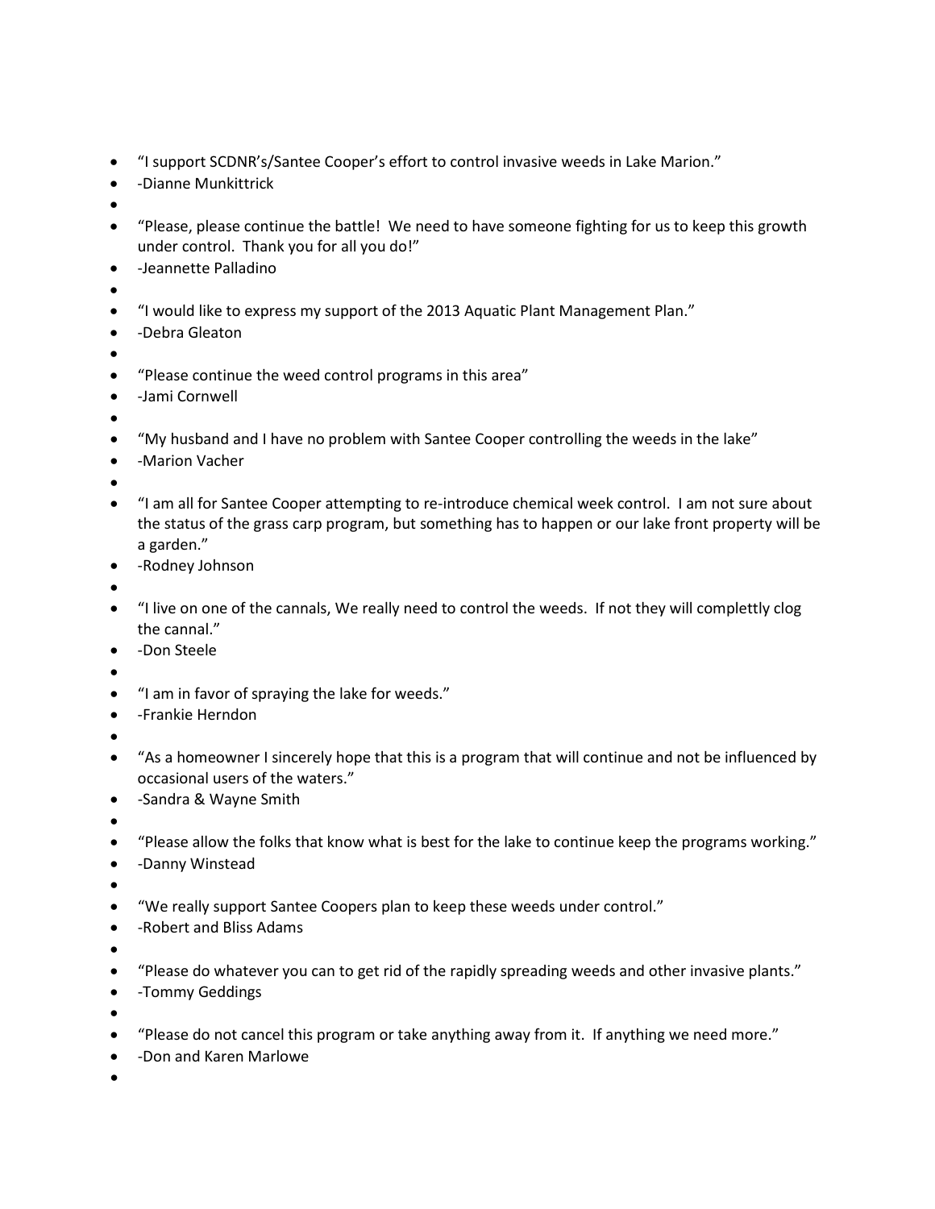- “I support SCDNR’s/Santee Cooper’s effort to control invasive weeds in Lake Marion.”
- -Dianne Munkittrick
- 
- “Please, please continue the battle! We need to have someone fighting for us to keep this growth under control. Thank you for all you do!”
- -Jeannette Palladino
- 
- “I would like to express my support of the 2013 Aquatic Plant Management Plan.”
- -Debra Gleaton
- 
- “Please continue the weed control programs in this area”
- -Jami Cornwell
- 
- “My husband and I have no problem with Santee Cooper controlling the weeds in the lake”
- -Marion Vacher
- 
- “I am all for Santee Cooper attempting to re-introduce chemical week control. I am not sure about the status of the grass carp program, but something has to happen or our lake front property will be a garden.”
- -Rodney Johnson
- 
- “I live on one of the cannals, We really need to control the weeds. If not they will complettly clog the cannal.”
- -Don Steele
- 
- “I am in favor of spraying the lake for weeds.”
- -Frankie Herndon
- 
- “As a homeowner I sincerely hope that this is a program that will continue and not be influenced by occasional users of the waters.”
- -Sandra & Wayne Smith
- 
- “Please allow the folks that know what is best for the lake to continue keep the programs working.”
- -Danny Winstead
- 
- “We really support Santee Coopers plan to keep these weeds under control.”
- -Robert and Bliss Adams
- 
- “Please do whatever you can to get rid of the rapidly spreading weeds and other invasive plants.”
- -Tommy Geddings
- 
- “Please do not cancel this program or take anything away from it. If anything we need more.”
- -Don and Karen Marlowe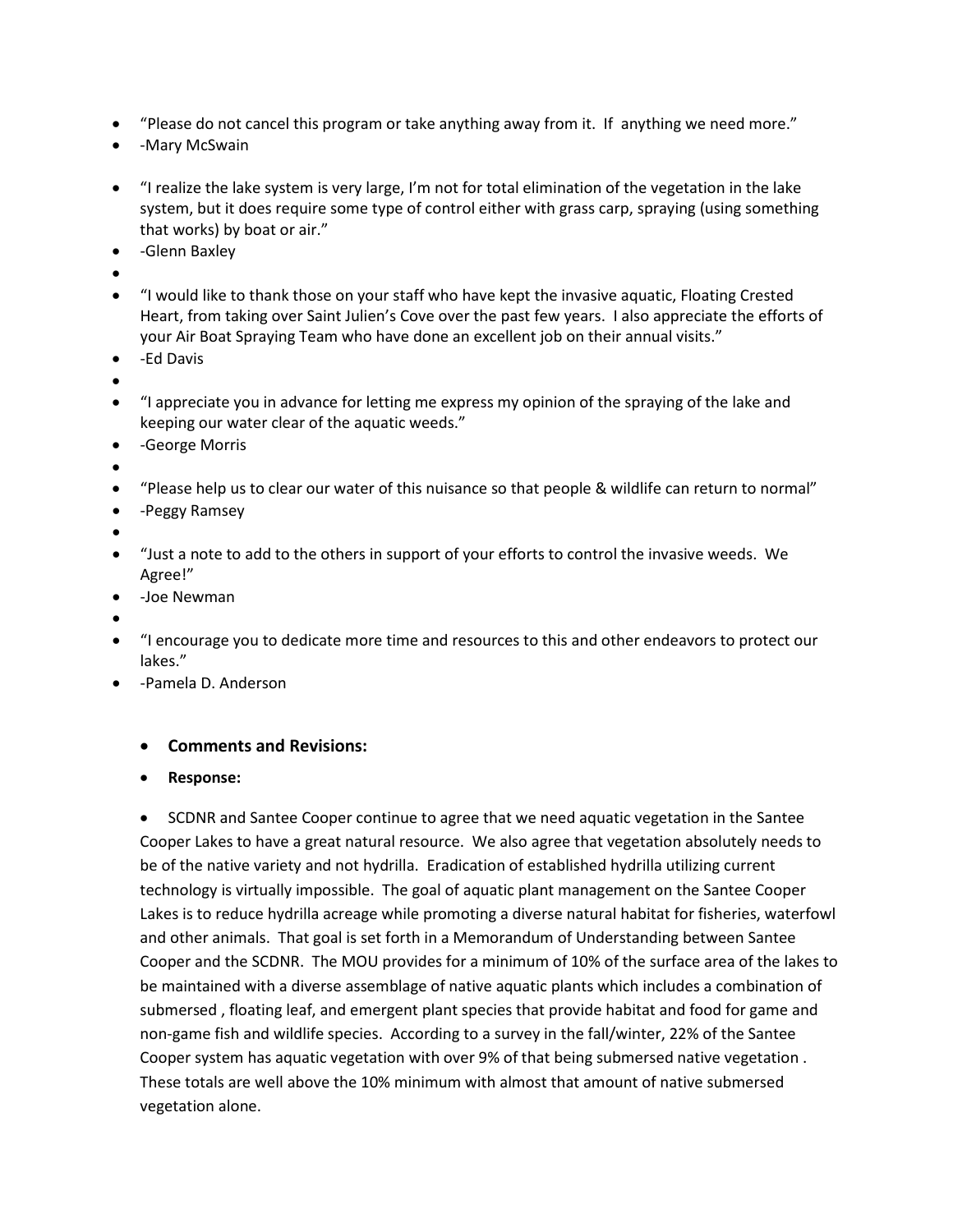- "Please do not cancel this program or take anything away from it. If anything we need more."
- -Mary McSwain

- "I realize the lake system is very large, I'm not for total elimination of the vegetation in the lake system, but it does require some type of control either with grass carp, spraying (using something that works) by boat or air."
- -Glenn Baxley
- "I would like to thank those on your staff who have kept the invasive aquatic, Floating Crested Heart, from taking over Saint Julien's Cove over the past few years. I also appreciate the efforts of your Air Boat Spraying Team who have done an excellent job on their annual visits."
- -Ed Davis
- "I appreciate you in advance for letting me express my opinion of the spraying of the lake and keeping our water clear of the aquatic weeds."
- -George Morris
- "Please help us to clear our water of this nuisance so that people & wildlife can return to normal"
- -Peggy Ramsey
- "Just a note to add to the others in support of your efforts to control the invasive weeds. We Agree!"
- -Joe Newman
- "I encourage you to dedicate more time and resources to this and other endeavors to protect our lakes."
- -Pamela D. Anderson

- **Comments and Revisions:**
- **Response:**

- SCDNR and Santee Cooper continue to agree that we need aquatic vegetation in the Santee Cooper Lakes to have a great natural resource. We also agree that vegetation absolutely needs to be of the native variety and not hydrilla. Eradication of established hydrilla utilizing current technology is virtually impossible. The goal of aquatic plant management on the Santee Cooper Lakes is to reduce hydrilla acreage while promoting a diverse natural habitat for fisheries, waterfowl and other animals. That goal is set forth in a Memorandum of Understanding between Santee Cooper and the SCDNR. The MOU provides for a minimum of 10% of the surface area of the lakes to be maintained with a diverse assemblage of native aquatic plants which includes a combination of submersed , floating leaf, and emergent plant species that provide habitat and food for game and non-game fish and wildlife species. According to a survey in the fall/winter, 22% of the Santee Cooper system has aquatic vegetation with over 9% of that being submersed native vegetation . These totals are well above the 10% minimum with almost that amount of native submersed vegetation alone.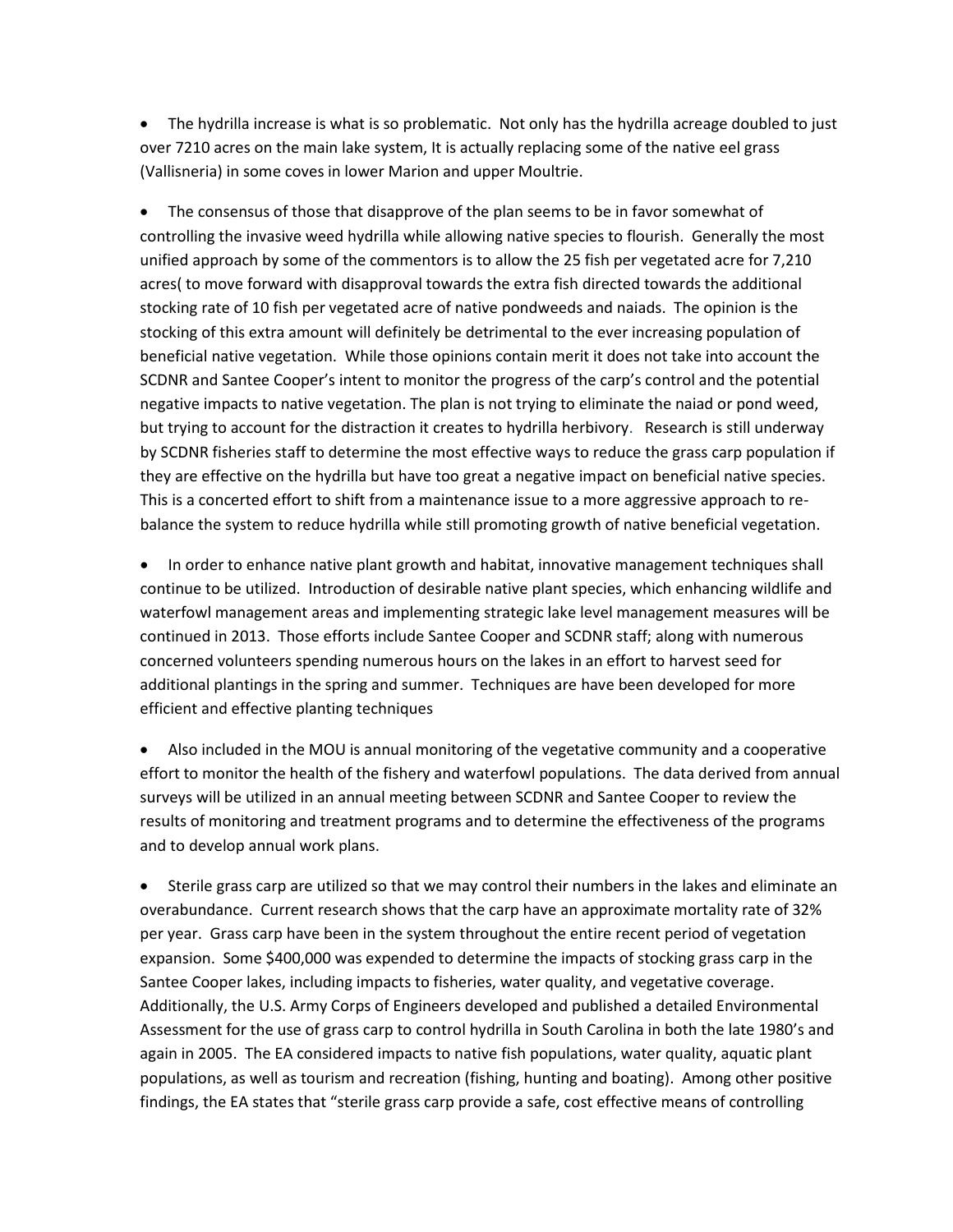- The hydrilla increase is what is so problematic. Not only has the hydrilla acreage doubled to just over 7210 acres on the main lake system, It is actually replacing some of the native eel grass (Vallisneria) in some coves in lower Marion and upper Moultrie.

- The consensus of those that disapprove of the plan seems to be in favor somewhat of controlling the invasive weed hydrilla while allowing native species to flourish. Generally the most unified approach by some of the commentors is to allow the 25 fish per vegetated acre for 7,210 acres( to move forward with disapproval towards the extra fish directed towards the additional stocking rate of 10 fish per vegetated acre of native pondweeds and naiads. The opinion is the stocking of this extra amount will definitely be detrimental to the ever increasing population of beneficial native vegetation. While those opinions contain merit it does not take into account the SCDNR and Santee Cooper's intent to monitor the progress of the carp's control and the potential negative impacts to native vegetation. The plan is not trying to eliminate the naiad or pond weed, but trying to account for the distraction it creates to hydrilla herbivory. Research is still underway by SCDNR fisheries staff to determine the most effective ways to reduce the grass carp population if they are effective on the hydrilla but have too great a negative impact on beneficial native species. This is a concerted effort to shift from a maintenance issue to a more aggressive approach to re-balance the system to reduce hydrilla while still promoting growth of native beneficial vegetation.

- In order to enhance native plant growth and habitat, innovative management techniques shall continue to be utilized. Introduction of desirable native plant species, which enhancing wildlife and waterfowl management areas and implementing strategic lake level management measures will be continued in 2013. Those efforts include Santee Cooper and SCDNR staff; along with numerous concerned volunteers spending numerous hours on the lakes in an effort to harvest seed for additional plantings in the spring and summer. Techniques are have been developed for more efficient and effective planting techniques

- Also included in the MOU is annual monitoring of the vegetative community and a cooperative effort to monitor the health of the fishery and waterfowl populations. The data derived from annual surveys will be utilized in an annual meeting between SCDNR and Santee Cooper to review the results of monitoring and treatment programs and to determine the effectiveness of the programs and to develop annual work plans.

- Sterile grass carp are utilized so that we may control their numbers in the lakes and eliminate an overabundance. Current research shows that the carp have an approximate mortality rate of 32% per year. Grass carp have been in the system throughout the entire recent period of vegetation expansion. Some $400,000 was expended to determine the impacts of stocking grass carp in the Santee Cooper lakes, including impacts to fisheries, water quality, and vegetative coverage. Additionally, the U.S. Army Corps of Engineers developed and published a detailed Environmental Assessment for the use of grass carp to control hydrilla in South Carolina in both the late 1980's and again in 2005. The EA considered impacts to native fish populations, water quality, aquatic plant populations, as well as tourism and recreation (fishing, hunting and boating). Among other positive findings, the EA states that "sterile grass carp provide a safe, cost effective means of controlling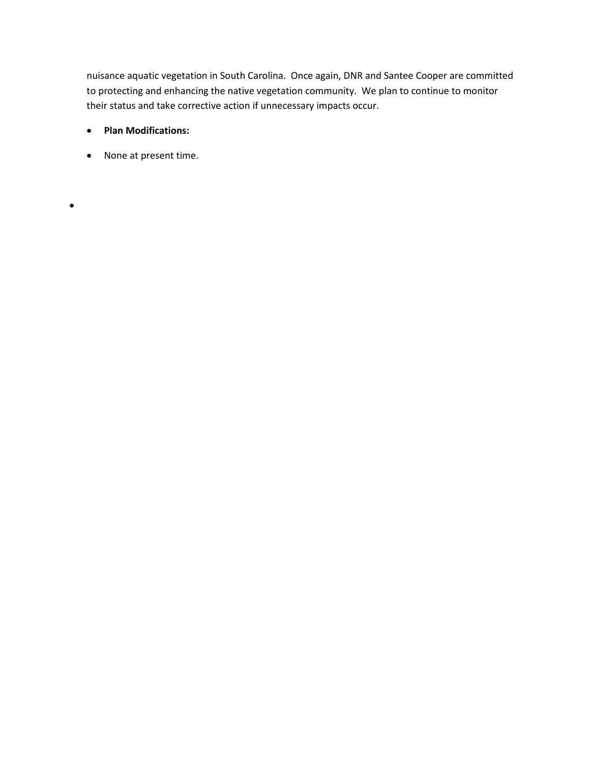nuisance aquatic vegetation in South Carolina. Once again, DNR and Santee Cooper are committed to protecting and enhancing the native vegetation community. We plan to continue to monitor their status and take corrective action if unnecessary impacts occur.

- **Plan Modifications:**
- None at present time.